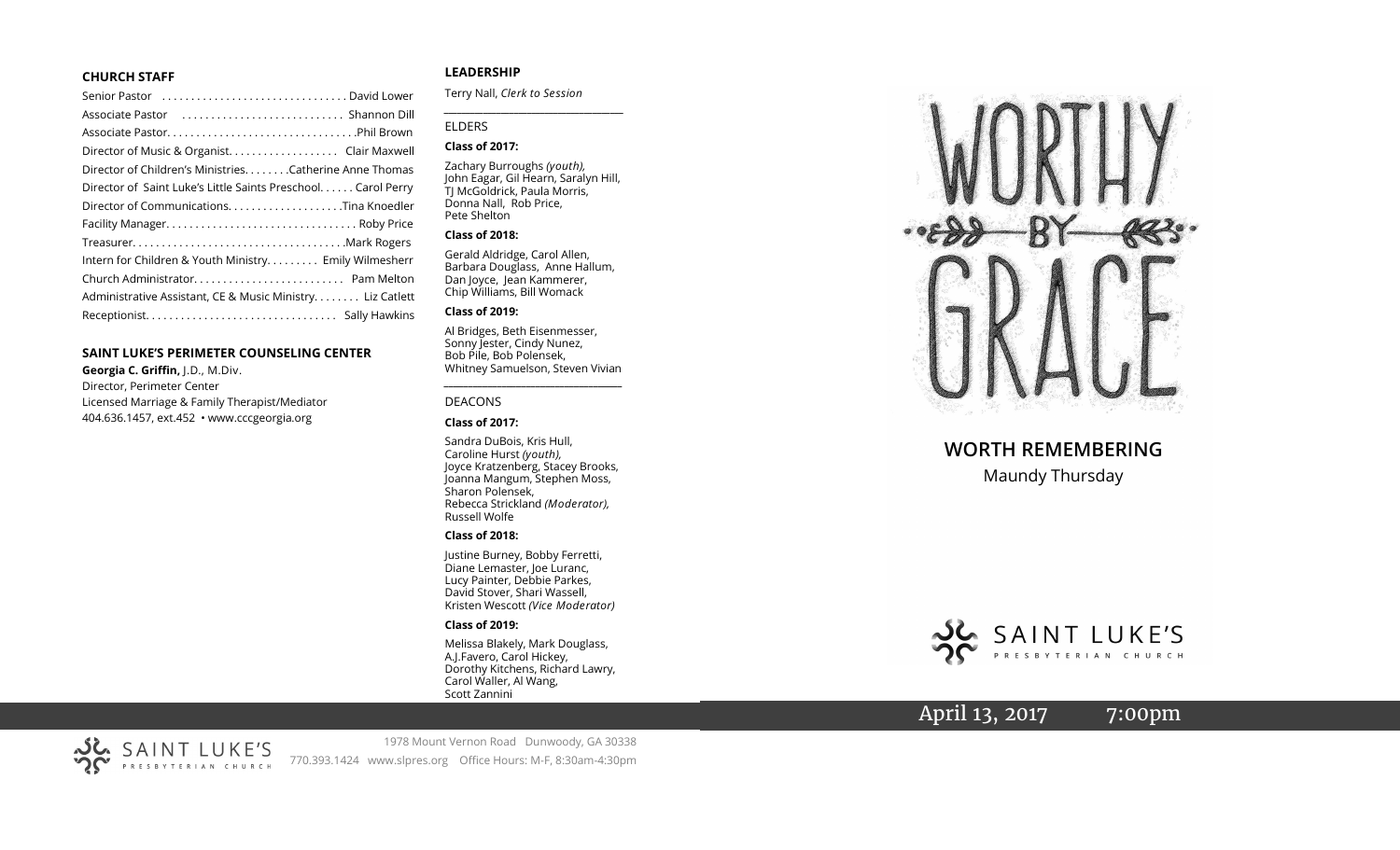## CHURCH STAFF

Senior Pastor . . . . . . . . . . . . . . . . . . . . . . . . . . . . . . . David Lower
Associate Pastor . . . . . . . . . . . . . . . . . . . . . . . . . . . Shannon Dill
Associate Pastor. . . . . . . . . . . . . . . . . . . . . . . . . . . . . . . .Phil Brown
Director of Music & Organist. . . . . . . . . . . . . . . . . . . Clair Maxwell
Director of Children's Ministries. . . . . . . .Catherine Anne Thomas
Director of Saint Luke's Little Saints Preschool. . . . . . Carol Perry
Director of Communications. . . . . . . . . . . . . . . . . . . .Tina Knoedler
Facility Manager. . . . . . . . . . . . . . . . . . . . . . . . . . . . . . . . Roby Price
Treasurer. . . . . . . . . . . . . . . . . . . . . . . . . . . . . . . . . . . .Mark Rogers
Intern for Children & Youth Ministry. . . . . . . . . Emily Wilmesherr
Church Administrator. . . . . . . . . . . . . . . . . . . . . . . . . Pam Melton
Administrative Assistant, CE & Music Ministry. . . . . . . . Liz Catlett
Receptionist. . . . . . . . . . . . . . . . . . . . . . . . . . . . . . . . Sally Hawkins

## SAINT LUKE'S PERIMETER COUNSELING CENTER

**Georgia C. Griffin,** J.D., M.Div.
Director, Perimeter Center
Licensed Marriage & Family Therapist/Mediator
404.636.1457, ext.452 • www.cccgeorgia.org

## LEADERSHIP

Terry Nall, *Clerk to Session*

ELDERS

**Class of 2017:**

Zachary Burroughs *(youth)*, John Eagar, Gil Hearn, Saralyn Hill, TJ McGoldrick, Paula Morris, Donna Nall, Rob Price, Pete Shelton

**Class of 2018:**

Gerald Aldridge, Carol Allen, Barbara Douglass, Anne Hallum, Dan Joyce, Jean Kammerer, Chip Williams, Bill Womack

**Class of 2019:**

Al Bridges, Beth Eisenmesser, Sonny Jester, Cindy Nunez, Bob Pile, Bob Polensek, Whitney Samuelson, Steven Vivian

DEACONS

**Class of 2017:**

Sandra DuBois, Kris Hull, Caroline Hurst *(youth)*, Joyce Kratzenberg, Stacey Brooks, Joanna Mangum, Stephen Moss, Sharon Polensek, Rebecca Strickland *(Moderator)*, Russell Wolfe

**Class of 2018:**

Justine Burney, Bobby Ferretti, Diane Lemaster, Joe Luranc, Lucy Painter, Debbie Parkes, David Stover, Shari Wassell, Kristen Wescott *(Vice Moderator)*

**Class of 2019:**

Melissa Blakely, Mark Douglass, A.J.Favero, Carol Hickey, Dorothy Kitchens, Richard Lawry, Carol Waller, Al Wang, Scott Zannini

SAINT LUKE'S PRESBYTERIAN CHURCH
1978 Mount Vernon Road Dunwoody, GA 30338
770.393.1424 www.slpres.org Office Hours: M-F, 8:30am-4:30pm

# WORTHY BY GRACE

## WORTH REMEMBERING

Maundy Thursday

SAINT LUKE'S PRESBYTERIAN CHURCH

April 13, 2017 7:00pm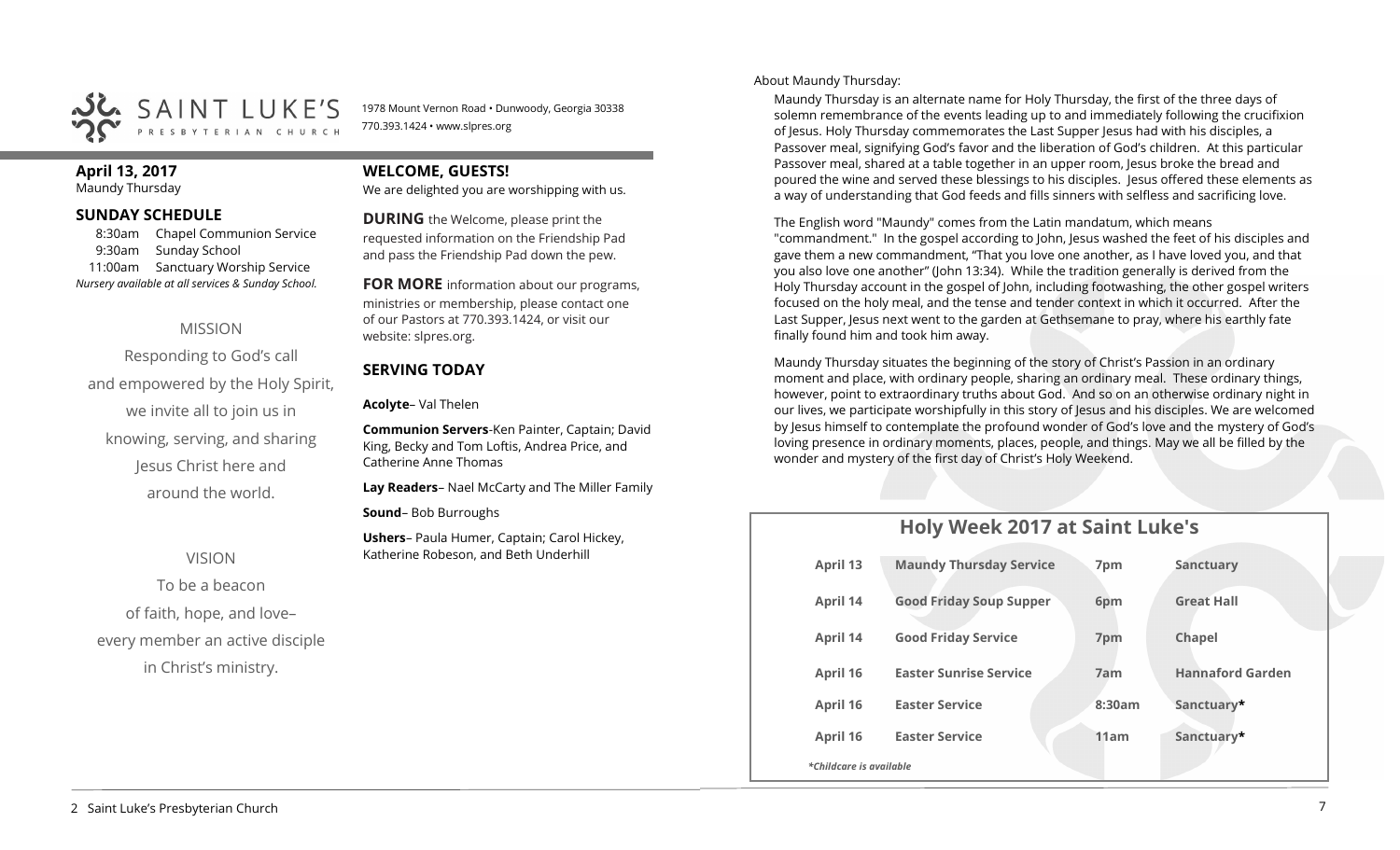SAINT LUKE'S PRESBYTERIAN CHURCH

1978 Mount Vernon Road • Dunwoody, Georgia 30338
770.393.1424 • www.slpres.org

**April 13, 2017**
Maundy Thursday

## SUNDAY SCHEDULE

8:30am Chapel Communion Service
9:30am Sunday School
11:00am Sanctuary Worship Service
*Nursery available at all services & Sunday School.*

### MISSION

Responding to God's call
and empowered by the Holy Spirit,
we invite all to join us in
knowing, serving, and sharing
Jesus Christ here and
around the world.

### VISION

To be a beacon
of faith, hope, and love–
every member an active disciple
in Christ's ministry.

## WELCOME, GUESTS!

We are delighted you are worshipping with us.

**DURING** the Welcome, please print the requested information on the Friendship Pad and pass the Friendship Pad down the pew.

**FOR MORE** information about our programs, ministries or membership, please contact one of our Pastors at 770.393.1424, or visit our website: slpres.org.

## SERVING TODAY

**Acolyte**– Val Thelen

**Communion Servers**-Ken Painter, Captain; David King, Becky and Tom Loftis, Andrea Price, and Catherine Anne Thomas

**Lay Readers**– Nael McCarty and The Miller Family

**Sound**– Bob Burroughs

**Ushers**– Paula Humer, Captain; Carol Hickey, Katherine Robeson, and Beth Underhill

About Maundy Thursday:

Maundy Thursday is an alternate name for Holy Thursday, the first of the three days of solemn remembrance of the events leading up to and immediately following the crucifixion of Jesus. Holy Thursday commemorates the Last Supper Jesus had with his disciples, a Passover meal, signifying God's favor and the liberation of God's children. At this particular Passover meal, shared at a table together in an upper room, Jesus broke the bread and poured the wine and served these blessings to his disciples. Jesus offered these elements as a way of understanding that God feeds and fills sinners with selfless and sacrificing love.

The English word "Maundy" comes from the Latin mandatum, which means "commandment." In the gospel according to John, Jesus washed the feet of his disciples and gave them a new commandment, "That you love one another, as I have loved you, and that you also love one another" (John 13:34). While the tradition generally is derived from the Holy Thursday account in the gospel of John, including footwashing, the other gospel writers focused on the holy meal, and the tense and tender context in which it occurred. After the Last Supper, Jesus next went to the garden at Gethsemane to pray, where his earthly fate finally found him and took him away.

Maundy Thursday situates the beginning of the story of Christ's Passion in an ordinary moment and place, with ordinary people, sharing an ordinary meal. These ordinary things, however, point to extraordinary truths about God. And so on an otherwise ordinary night in our lives, we participate worshipfully in this story of Jesus and his disciples. We are welcomed by Jesus himself to contemplate the profound wonder of God's love and the mystery of God's loving presence in ordinary moments, places, people, and things. May we all be filled by the wonder and mystery of the first day of Christ's Holy Weekend.

## Holy Week 2017 at Saint Luke's

| Date | Service | Time | Location |
|---|---|---|---|
| April 13 | Maundy Thursday Service | 7pm | Sanctuary |
| April 14 | Good Friday Soup Supper | 6pm | Great Hall |
| April 14 | Good Friday Service | 7pm | Chapel |
| April 16 | Easter Sunrise Service | 7am | Hannaford Garden |
| April 16 | Easter Service | 8:30am | Sanctuary* |
| April 16 | Easter Service | 11am | Sanctuary* |

*\*Childcare is available*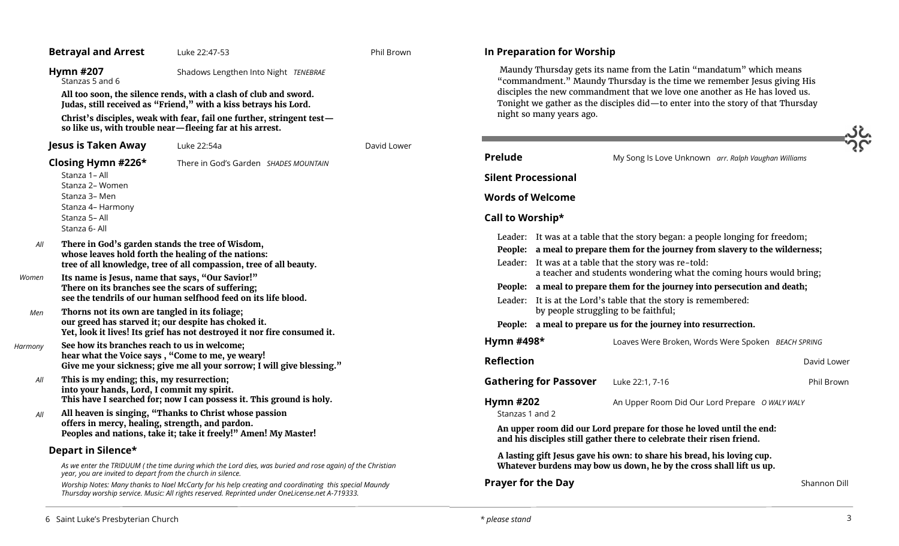**Betrayal and Arrest** Luke 22:47-53 Phil Brown

**Hymn #207** Shadows Lengthen Into Night *TENEBRAE*
Stanzas 5 and 6

**All too soon, the silence rends, with a clash of club and sword.**
**Judas, still received as "Friend," with a kiss betrays his Lord.**

**Christ's disciples, weak with fear, fail one further, stringent test—**
**so like us, with trouble near—fleeing far at his arrest.**

**Jesus is Taken Away** Luke 22:54a David Lower

**Closing Hymn #226*** There in God's Garden *SHADES MOUNTAIN*

Stanza 1– All
Stanza 2– Women
Stanza 3– Men
Stanza 4– Harmony
Stanza 5– All
Stanza 6- All

*All* **There in God's garden stands the tree of Wisdom,**
**whose leaves hold forth the healing of the nations:**
**tree of all knowledge, tree of all compassion, tree of all beauty.**

*Women* **Its name is Jesus, name that says, "Our Savior!"**
**There on its branches see the scars of suffering;**
**see the tendrils of our human selfhood feed on its life blood.**

*Men* **Thorns not its own are tangled in its foliage;**
**our greed has starved it; our despite has choked it.**
**Yet, look it lives! Its grief has not destroyed it nor fire consumed it.**

*Harmony* **See how its branches reach to us in welcome;**
**hear what the Voice says , "Come to me, ye weary!**
**Give me your sickness; give me all your sorrow; I will give blessing."**

*All* **This is my ending; this, my resurrection;**
**into your hands, Lord, I commit my spirit.**
**This have I searched for; now I can possess it. This ground is holy.**

*All* **All heaven is singing, "Thanks to Christ whose passion**
**offers in mercy, healing, strength, and pardon.**
**Peoples and nations, take it; take it freely!" Amen! My Master!**

**Depart in Silence***

*As we enter the TRIDUUM ( the time during which the Lord dies, was buried and rose again) of the Christian year, you are invited to depart from the church in silence.*

*Worship Notes: Many thanks to Nael McCarty for his help creating and coordinating this special Maundy Thursday worship service. Music: All rights reserved. Reprinted under OneLicense.net A-719333.*

## In Preparation for Worship

Maundy Thursday gets its name from the Latin "mandatum" which means "commandment." Maundy Thursday is the time we remember Jesus giving His disciples the new commandment that we love one another as He has loved us. Tonight we gather as the disciples did—to enter into the story of that Thursday night so many years ago.

**Prelude** My Song Is Love Unknown *arr. Ralph Vaughan Williams*

**Silent Processional**

**Words of Welcome**

**Call to Worship***

Leader: It was at a table that the story began: a people longing for freedom;
**People: a meal to prepare them for the journey from slavery to the wilderness;**
Leader: It was at a table that the story was re-told:
a teacher and students wondering what the coming hours would bring;
**People: a meal to prepare them for the journey into persecution and death;**
Leader: It is at the Lord's table that the story is remembered:
by people struggling to be faithful;
**People: a meal to prepare us for the journey into resurrection.**

**Hymn #498*** Loaves Were Broken, Words Were Spoken *BEACH SPRING*

**Reflection** David Lower

**Gathering for Passover** Luke 22:1, 7-16 Phil Brown

**Hymn #202** An Upper Room Did Our Lord Prepare *O WALY WALY*
Stanzas 1 and 2

**An upper room did our Lord prepare for those he loved until the end:**
**and his disciples still gather there to celebrate their risen friend.**

**A lasting gift Jesus gave his own: to share his bread, his loving cup.**
**Whatever burdens may bow us down, he by the cross shall lift us up.**

**Prayer for the Day** Shannon Dill

*\* please stand*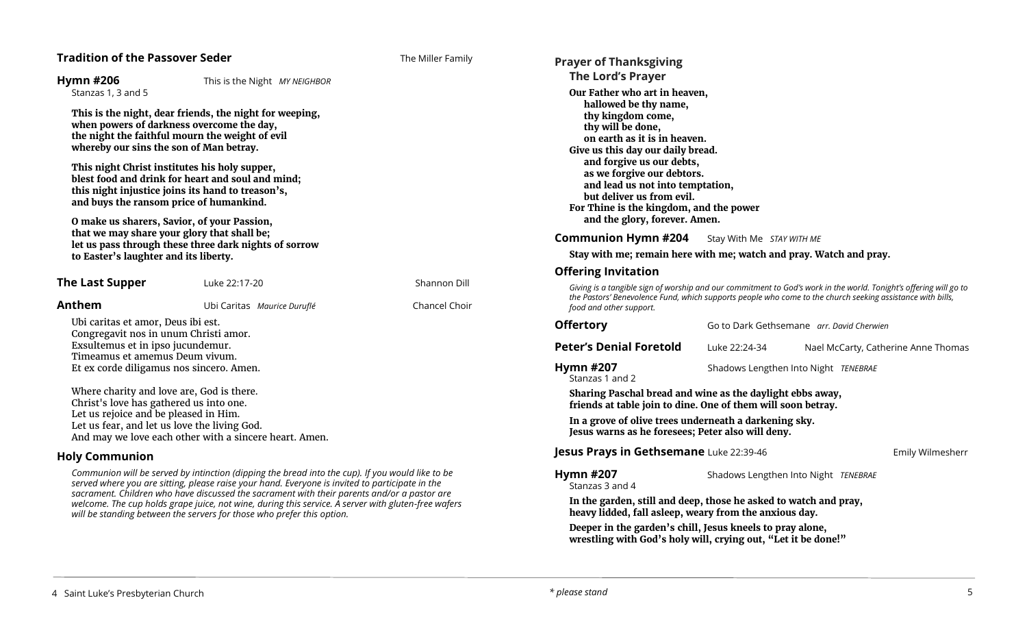**Tradition of the Passover Seder** — The Miller Family

**Hymn #206** — This is the Night *MY NEIGHBOR*
Stanzas 1, 3 and 5

**This is the night, dear friends, the night for weeping,**
**when powers of darkness overcome the day,**
**the night the faithful mourn the weight of evil**
**whereby our sins the son of Man betray.**

**This night Christ institutes his holy supper,**
**blest food and drink for heart and soul and mind;**
**this night injustice joins its hand to treason's,**
**and buys the ransom price of humankind.**

**O make us sharers, Savior, of your Passion,**
**that we may share your glory that shall be;**
**let us pass through these three dark nights of sorrow**
**to Easter's laughter and its liberty.**

**The Last Supper** — Luke 22:17-20 — Shannon Dill

**Anthem** — Ubi Caritas *Maurice Duruflé* — Chancel Choir

Ubi caritas et amor, Deus ibi est.
Congregavit nos in unum Christi amor.
Exsultemus et in ipso jucundemur.
Timeamus et amemus Deum vivum.
Et ex corde diligamus nos sincero. Amen.

Where charity and love are, God is there.
Christ's love has gathered us into one.
Let us rejoice and be pleased in Him.
Let us fear, and let us love the living God.
And may we love each other with a sincere heart. Amen.

## Holy Communion

*Communion will be served by intinction (dipping the bread into the cup). If you would like to be served where you are sitting, please raise your hand. Everyone is invited to participate in the sacrament. Children who have discussed the sacrament with their parents and/or a pastor are welcome. The cup holds grape juice, not wine, during this service. A server with gluten-free wafers will be standing between the servers for those who prefer this option.*

**Prayer of Thanksgiving**
**The Lord's Prayer**

**Our Father who art in heaven,**
**hallowed be thy name,**
**thy kingdom come,**
**thy will be done,**
**on earth as it is in heaven.**
**Give us this day our daily bread.**
**and forgive us our debts,**
**as we forgive our debtors.**
**and lead us not into temptation,**
**but deliver us from evil.**
**For Thine is the kingdom, and the power**
**and the glory, forever. Amen.**

**Communion Hymn #204** — Stay With Me *STAY WITH ME*

**Stay with me; remain here with me; watch and pray. Watch and pray.**

## Offering Invitation

*Giving is a tangible sign of worship and our commitment to God's work in the world. Tonight's offering will go to the Pastors' Benevolence Fund, which supports people who come to the church seeking assistance with bills, food and other support.*

**Offertory** — Go to Dark Gethsemane *arr. David Cherwien*

**Peter's Denial Foretold** — Luke 22:24-34 — Nael McCarty, Catherine Anne Thomas

**Hymn #207** — Shadows Lengthen Into Night *TENEBRAE*
Stanzas 1 and 2

**Sharing Paschal bread and wine as the daylight ebbs away,**
**friends at table join to dine. One of them will soon betray.**

**In a grove of olive trees underneath a darkening sky.**
**Jesus warns as he foresees; Peter also will deny.**

**Jesus Prays in Gethsemane** — Luke 22:39-46 — Emily Wilmesherr

**Hymn #207** — Shadows Lengthen Into Night *TENEBRAE*
Stanzas 3 and 4

**In the garden, still and deep, those he asked to watch and pray,**
**heavy lidded, fall asleep, weary from the anxious day.**

**Deeper in the garden's chill, Jesus kneels to pray alone,**
**wrestling with God's holy will, crying out, "Let it be done!"**

*\* please stand*